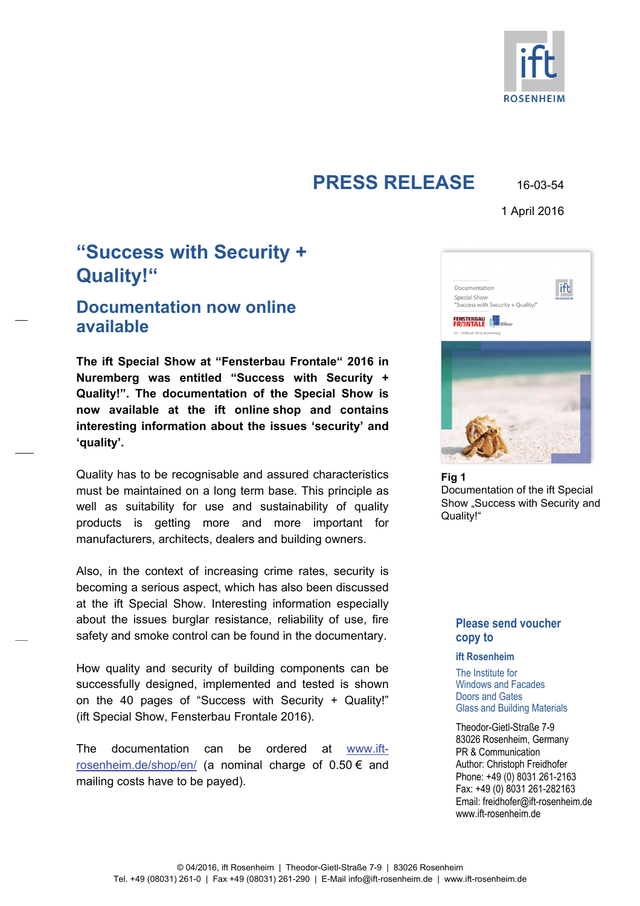# PRESS RELEASE

16-03-54

1 April 2016

## “Success with Security + Quality!“

### Documentation now online available

**The ift Special Show at “Fensterbau Frontale“ 2016 in Nuremberg was entitled “Success with Security + Quality!”. The documentation of the Special Show is now available at the ift online shop and contains interesting information about the issues ‘security’ and ‘quality’.**

Quality has to be recognisable and assured characteristics must be maintained on a long term base. This principle as well as suitability for use and sustainability of quality products is getting more and more important for manufacturers, architects, dealers and building owners.

Also, in the context of increasing crime rates, security is becoming a serious aspect, which has also been discussed at the ift Special Show. Interesting information especially about the issues burglar resistance, reliability of use, fire safety and smoke control can be found in the documentary.

How quality and security of building components can be successfully designed, implemented and tested is shown on the 40 pages of “Success with Security + Quality!” (ift Special Show, Fensterbau Frontale 2016).

The documentation can be ordered at [www.ift-rosenheim.de/shop/en/](www.ift-rosenheim.de/shop/en/) (a nominal charge of 0.50 € and mailing costs have to be payed).

**Fig 1**
Documentation of the ift Special Show „Success with Security and Quality!“

**Please send voucher copy to**

**ift Rosenheim**

The Institute for
Windows and Facades
Doors and Gates
Glass and Building Materials

Theodor-Gietl-Straße 7-9
83026 Rosenheim, Germany
PR & Communication
Author: Christoph Freidhofer
Phone: +49 (0) 8031 261-2163
Fax: +49 (0) 8031 261-282163
Email: freidhofer@ift-rosenheim.de
www.ift-rosenheim.de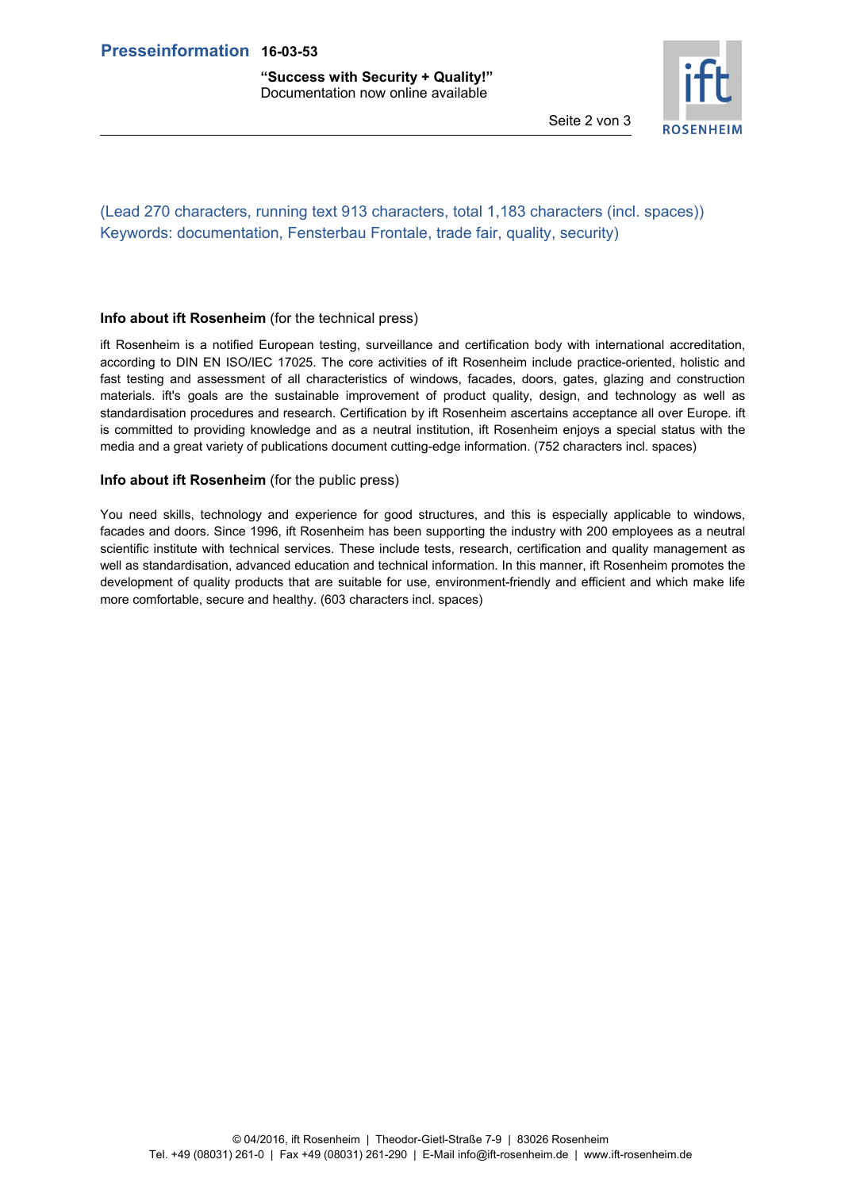(Lead 270 characters, running text 913 characters, total 1,183 characters (incl. spaces))
Keywords: documentation, Fensterbau Frontale, trade fair, quality, security)

**Info about ift Rosenheim** (for the technical press)

ift Rosenheim is a notified European testing, surveillance and certification body with international accreditation, according to DIN EN ISO/IEC 17025. The core activities of ift Rosenheim include practice-oriented, holistic and fast testing and assessment of all characteristics of windows, facades, doors, gates, glazing and construction materials. ift's goals are the sustainable improvement of product quality, design, and technology as well as standardisation procedures and research. Certification by ift Rosenheim ascertains acceptance all over Europe. ift is committed to providing knowledge and as a neutral institution, ift Rosenheim enjoys a special status with the media and a great variety of publications document cutting-edge information. (752 characters incl. spaces)

**Info about ift Rosenheim** (for the public press)

You need skills, technology and experience for good structures, and this is especially applicable to windows, facades and doors. Since 1996, ift Rosenheim has been supporting the industry with 200 employees as a neutral scientific institute with technical services. These include tests, research, certification and quality management as well as standardisation, advanced education and technical information. In this manner, ift Rosenheim promotes the development of quality products that are suitable for use, environment-friendly and efficient and which make life more comfortable, secure and healthy. (603 characters incl. spaces)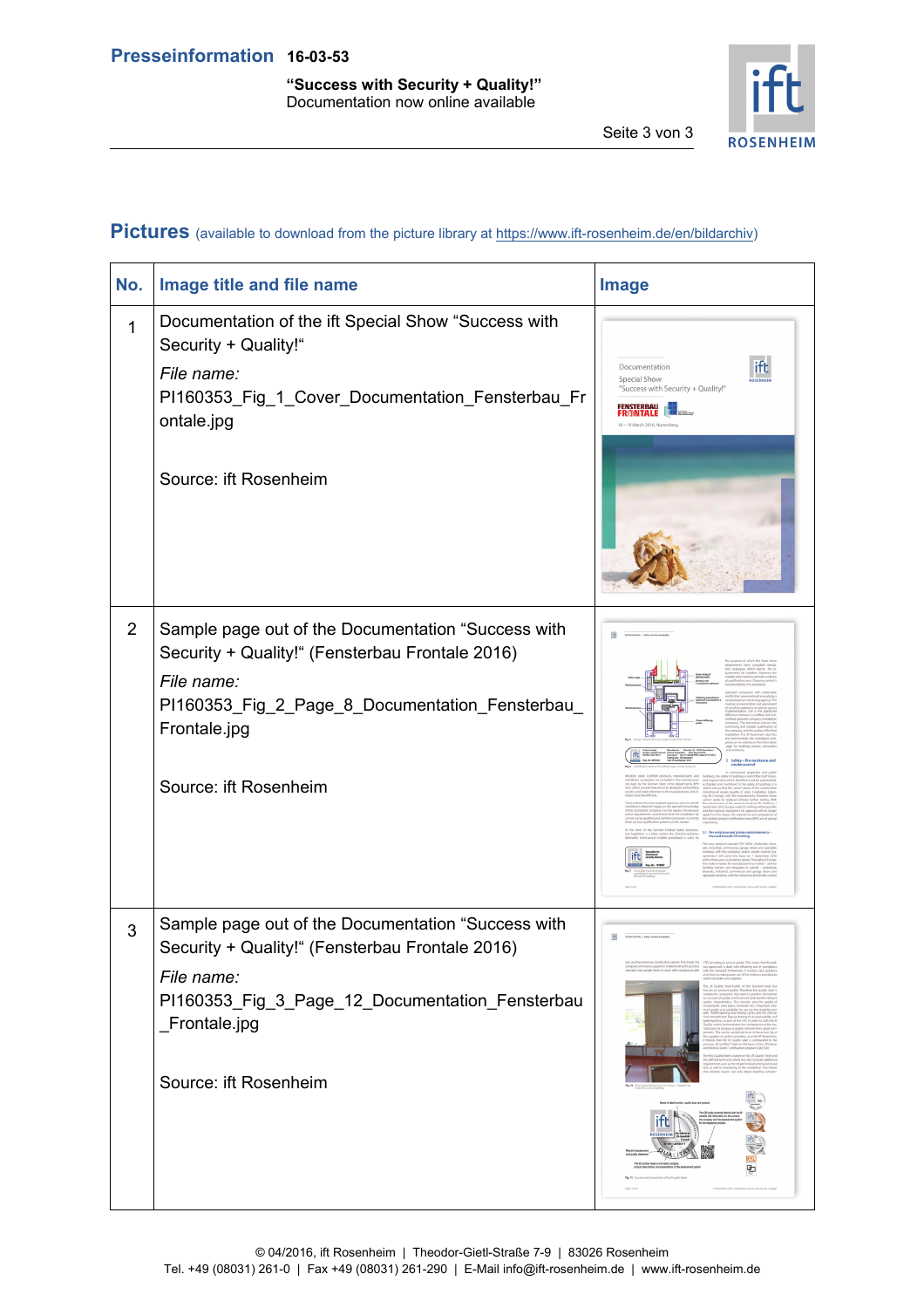## Pictures (available to download from the picture library at https://www.ift-rosenheim.de/en/bildarchiv)

| No. | Image title and file name | Image |
|---|---|---|
| 1 | Documentation of the ift Special Show "Success with Security + Quality!"<br>*File name:*<br>PI160353_Fig_1_Cover_Documentation_Fensterbau_Frontale.jpg<br>Source: ift Rosenheim | |
| 2 | Sample page out of the Documentation "Success with Security + Quality!" (Fensterbau Frontale 2016)<br>*File name:*<br>PI160353_Fig_2_Page_8_Documentation_Fensterbau_Frontale.jpg<br>Source: ift Rosenheim | |
| 3 | Sample page out of the Documentation "Success with Security + Quality!" (Fensterbau Frontale 2016)<br>*File name:*<br>PI160353_Fig_3_Page_12_Documentation_Fensterbau_Frontale.jpg<br>Source: ift Rosenheim | |

© 04/2016, ift Rosenheim | Theodor-Gietl-Straße 7-9 | 83026 Rosenheim
Tel. +49 (08031) 261-0 | Fax +49 (08031) 261-290 | E-Mail info@ift-rosenheim.de | www.ift-rosenheim.de